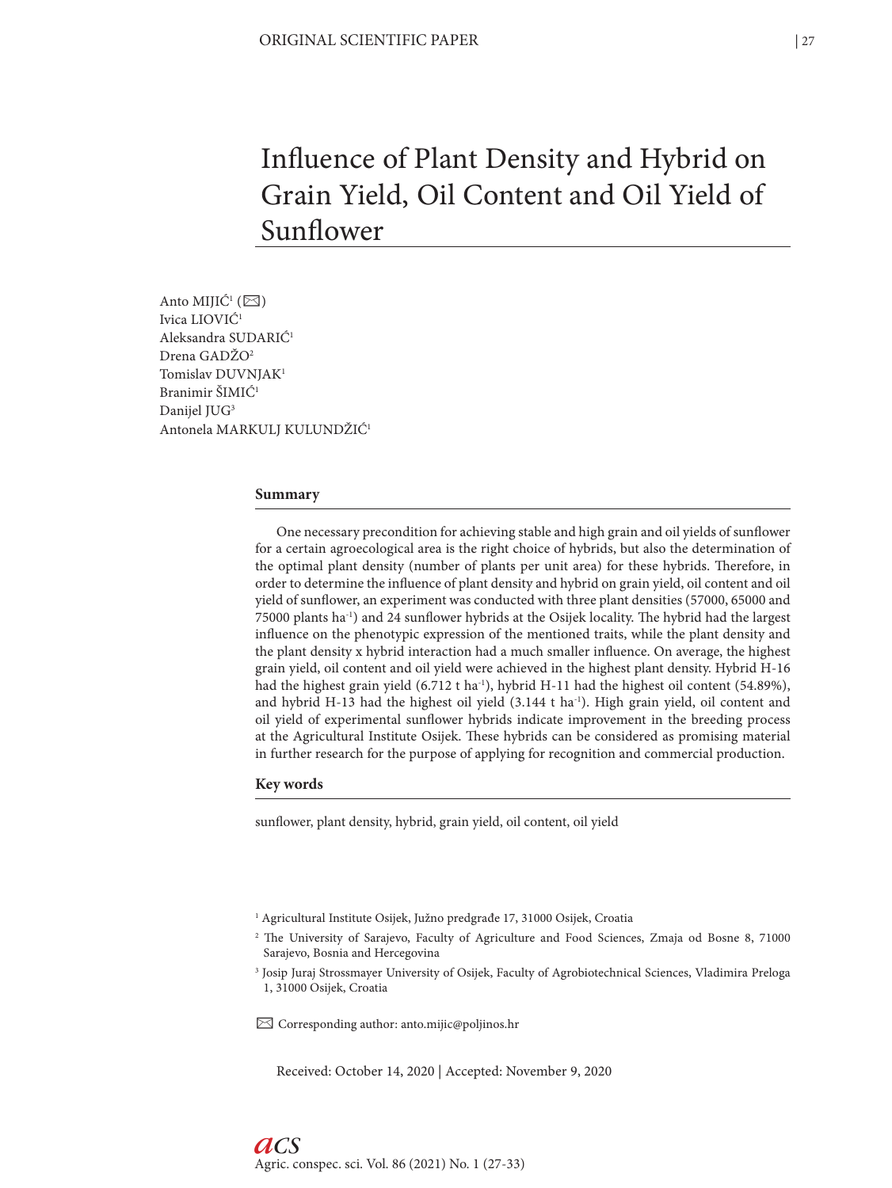ORIGINAL SCIENTIFIC PAPER

# Influence of Plant Density and Hybrid on Grain Yield, Oil Content and Oil Yield of Sunflower

Anto MIJIĆ[1] (✉)
Ivica LIOVIĆ[1]
Aleksandra SUDARIĆ[1]
Drena GADŽO[2]
Tomislav DUVNJAK[1]
Branimir ŠIMIĆ[1]
Danijel JUG[3]
Antonela MARKULJ KULUNDŽIĆ[1]

## Summary

One necessary precondition for achieving stable and high grain and oil yields of sunflower for a certain agroecological area is the right choice of hybrids, but also the determination of the optimal plant density (number of plants per unit area) for these hybrids. Therefore, in order to determine the influence of plant density and hybrid on grain yield, oil content and oil yield of sunflower, an experiment was conducted with three plant densities (57000, 65000 and 75000 plants $ha^{-1}$) and 24 sunflower hybrids at the Osijek locality. The hybrid had the largest influence on the phenotypic expression of the mentioned traits, while the plant density and the plant density x hybrid interaction had a much smaller influence. On average, the highest grain yield, oil content and oil yield were achieved in the highest plant density. Hybrid H-16 had the highest grain yield (6.712 t $ha^{-1}$), hybrid H-11 had the highest oil content (54.89%), and hybrid H-13 had the highest oil yield (3.144 t $ha^{-1}$). High grain yield, oil content and oil yield of experimental sunflower hybrids indicate improvement in the breeding process at the Agricultural Institute Osijek. These hybrids can be considered as promising material in further research for the purpose of applying for recognition and commercial production.

## Key words

sunflower, plant density, hybrid, grain yield, oil content, oil yield

[1] Agricultural Institute Osijek, Južno predgrađe 17, 31000 Osijek, Croatia

[2] The University of Sarajevo, Faculty of Agriculture and Food Sciences, Zmaja od Bosne 8, 71000 Sarajevo, Bosnia and Hercegovina

[3] Josip Juraj Strossmayer University of Osijek, Faculty of Agrobiotechnical Sciences, Vladimira Preloga 1, 31000 Osijek, Croatia

✉ Corresponding author: anto.mijic@poljinos.hr

Received: October 14, 2020 | Accepted: November 9, 2020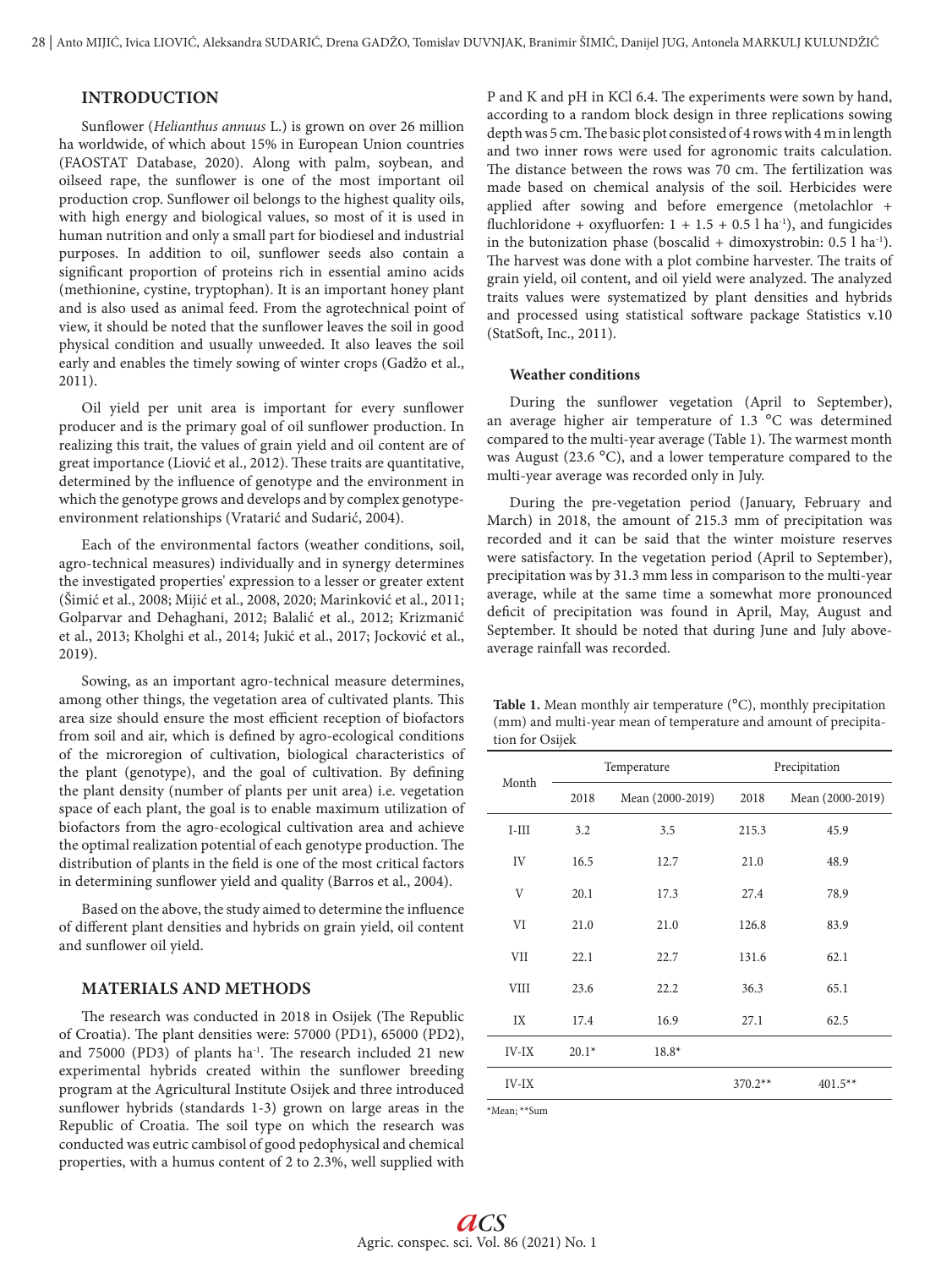## INTRODUCTION

Sunflower (*Helianthus annuus* L.) is grown on over 26 million ha worldwide, of which about 15% in European Union countries (FAOSTAT Database, 2020). Along with palm, soybean, and oilseed rape, the sunflower is one of the most important oil production crop. Sunflower oil belongs to the highest quality oils, with high energy and biological values, so most of it is used in human nutrition and only a small part for biodiesel and industrial purposes. In addition to oil, sunflower seeds also contain a significant proportion of proteins rich in essential amino acids (methionine, cystine, tryptophan). It is an important honey plant and is also used as animal feed. From the agrotechnical point of view, it should be noted that the sunflower leaves the soil in good physical condition and usually unweeded. It also leaves the soil early and enables the timely sowing of winter crops (Gadžo et al., 2011).

Oil yield per unit area is important for every sunflower producer and is the primary goal of oil sunflower production. In realizing this trait, the values of grain yield and oil content are of great importance (Liović et al., 2012). These traits are quantitative, determined by the influence of genotype and the environment in which the genotype grows and develops and by complex genotype-environment relationships (Vratarić and Sudarić, 2004).

Each of the environmental factors (weather conditions, soil, agro-technical measures) individually and in synergy determines the investigated properties' expression to a lesser or greater extent (Šimić et al., 2008; Mijić et al., 2008, 2020; Marinković et al., 2011; Golparvar and Dehaghani, 2012; Balalić et al., 2012; Krizmanić et al., 2013; Kholghi et al., 2014; Jukić et al., 2017; Jocković et al., 2019).

Sowing, as an important agro-technical measure determines, among other things, the vegetation area of cultivated plants. This area size should ensure the most efficient reception of biofactors from soil and air, which is defined by agro-ecological conditions of the microregion of cultivation, biological characteristics of the plant (genotype), and the goal of cultivation. By defining the plant density (number of plants per unit area) i.e. vegetation space of each plant, the goal is to enable maximum utilization of biofactors from the agro-ecological cultivation area and achieve the optimal realization potential of each genotype production. The distribution of plants in the field is one of the most critical factors in determining sunflower yield and quality (Barros et al., 2004).

Based on the above, the study aimed to determine the influence of different plant densities and hybrids on grain yield, oil content and sunflower oil yield.

## MATERIALS AND METHODS

The research was conducted in 2018 in Osijek (The Republic of Croatia). The plant densities were: 57000 (PD1), 65000 (PD2), and 75000 (PD3) of plants $ha^{-1}$. The research included 21 new experimental hybrids created within the sunflower breeding program at the Agricultural Institute Osijek and three introduced sunflower hybrids (standards 1-3) grown on large areas in the Republic of Croatia. The soil type on which the research was conducted was eutric cambisol of good pedophysical and chemical properties, with a humus content of 2 to 2.3%, well supplied with P and K and pH in KCl 6.4. The experiments were sown by hand, according to a random block design in three replications sowing depth was 5 cm. The basic plot consisted of 4 rows with 4 m in length and two inner rows were used for agronomic traits calculation. The distance between the rows was 70 cm. The fertilization was made based on chemical analysis of the soil. Herbicides were applied after sowing and before emergence (metolachlor + fluchloridone + oxyfluorfen: 1 + 1.5 + 0.5 l $ha^{-1}$), and fungicides in the butonization phase (boscalid + dimoxystrobin: 0.5 l $ha^{-1}$). The harvest was done with a plot combine harvester. The traits of grain yield, oil content, and oil yield were analyzed. The analyzed traits values were systematized by plant densities and hybrids and processed using statistical software package Statistics v.10 (StatSoft, Inc., 2011).

### Weather conditions

During the sunflower vegetation (April to September), an average higher air temperature of 1.3 °C was determined compared to the multi-year average (Table 1). The warmest month was August (23.6 °C), and a lower temperature compared to the multi-year average was recorded only in July.

During the pre-vegetation period (January, February and March) in 2018, the amount of 215.3 mm of precipitation was recorded and it can be said that the winter moisture reserves were satisfactory. In the vegetation period (April to September), precipitation was by 31.3 mm less in comparison to the multi-year average, while at the same time a somewhat more pronounced deficit of precipitation was found in April, May, August and September. It should be noted that during June and July above-average rainfall was recorded.

**Table 1.** Mean monthly air temperature (°C), monthly precipitation (mm) and multi-year mean of temperature and amount of precipitation for Osijek

| Month | Temperature | | Precipitation | |
|---|---|---|---|---|
| | 2018 | Mean (2000-2019) | 2018 | Mean (2000-2019) |
| I-III | 3.2 | 3.5 | 215.3 | 45.9 |
| IV | 16.5 | 12.7 | 21.0 | 48.9 |
| V | 20.1 | 17.3 | 27.4 | 78.9 |
| VI | 21.0 | 21.0 | 126.8 | 83.9 |
| VII | 22.1 | 22.7 | 131.6 | 62.1 |
| VIII | 23.6 | 22.2 | 36.3 | 65.1 |
| IX | 17.4 | 16.9 | 27.1 | 62.5 |
| IV-IX | 20.1* | 18.8* | | |
| IV-IX | | | 370.2** | 401.5** |

*Mean; **Sum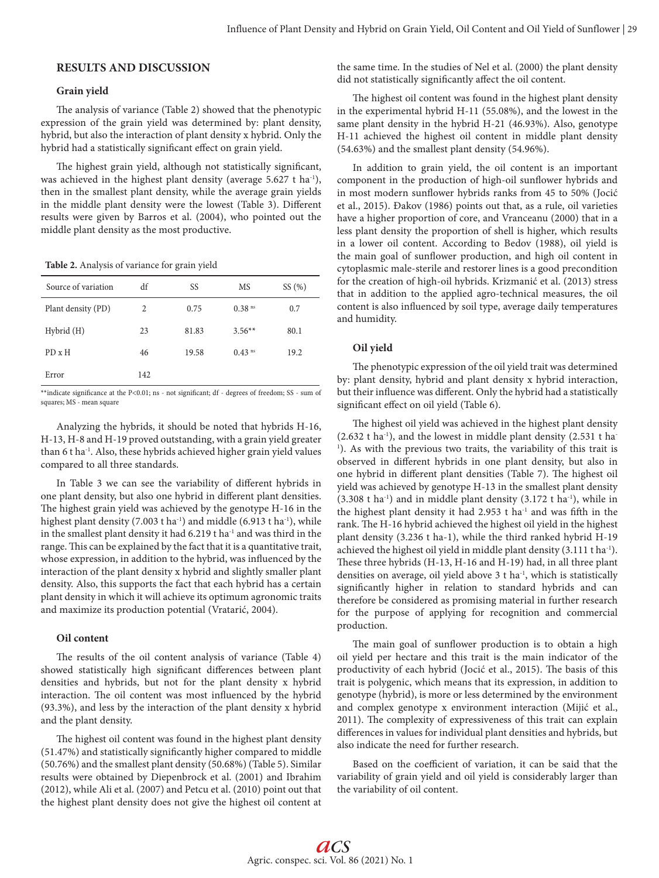## RESULTS AND DISCUSSION

### Grain yield

The analysis of variance (Table 2) showed that the phenotypic expression of the grain yield was determined by: plant density, hybrid, but also the interaction of plant density x hybrid. Only the hybrid had a statistically significant effect on grain yield.

The highest grain yield, although not statistically significant, was achieved in the highest plant density (average 5.627 t $ha^{-1}$), then in the smallest plant density, while the average grain yields in the middle plant density were the lowest (Table 3). Different results were given by Barros et al. (2004), who pointed out the middle plant density as the most productive.

**Table 2.** Analysis of variance for grain yield

| Source of variation | df | SS | MS | SS (%) |
|---|---|---|---|---|
| Plant density (PD) | 2 | 0.75 | $0.38^{ns}$ | 0.7 |
| Hybrid (H) | 23 | 81.83 | 3.56** | 80.1 |
| PD x H | 46 | 19.58 | $0.43^{ns}$ | 19.2 |
| Error | 142 | | | |

**indicate significance at the P<0.01; ns - not significant; df - degrees of freedom; SS - sum of squares; MS - mean square

Analyzing the hybrids, it should be noted that hybrids H-16, H-13, H-8 and H-19 proved outstanding, with a grain yield greater than 6 t $ha^{-1}$. Also, these hybrids achieved higher grain yield values compared to all three standards.

In Table 3 we can see the variability of different hybrids in one plant density, but also one hybrid in different plant densities. The highest grain yield was achieved by the genotype H-16 in the highest plant density (7.003 t $ha^{-1}$) and middle (6.913 t $ha^{-1}$), while in the smallest plant density it had 6.219 t $ha^{-1}$ and was third in the range. This can be explained by the fact that it is a quantitative trait, whose expression, in addition to the hybrid, was influenced by the interaction of the plant density x hybrid and slightly smaller plant density. Also, this supports the fact that each hybrid has a certain plant density in which it will achieve its optimum agronomic traits and maximize its production potential (Vratarić, 2004).

### Oil content

The results of the oil content analysis of variance (Table 4) showed statistically high significant differences between plant densities and hybrids, but not for the plant density x hybrid interaction. The oil content was most influenced by the hybrid (93.3%), and less by the interaction of the plant density x hybrid and the plant density.

The highest oil content was found in the highest plant density (51.47%) and statistically significantly higher compared to middle (50.76%) and the smallest plant density (50.68%) (Table 5). Similar results were obtained by Diepenbrock et al. (2001) and Ibrahim (2012), while Ali et al. (2007) and Petcu et al. (2010) point out that the highest plant density does not give the highest oil content at the same time. In the studies of Nel et al. (2000) the plant density did not statistically significantly affect the oil content.

The highest oil content was found in the highest plant density in the experimental hybrid H-11 (55.08%), and the lowest in the same plant density in the hybrid H-21 (46.93%). Also, genotype H-11 achieved the highest oil content in middle plant density (54.63%) and the smallest plant density (54.96%).

In addition to grain yield, the oil content is an important component in the production of high-oil sunflower hybrids and in most modern sunflower hybrids ranks from 45 to 50% (Jocić et al., 2015). Đakov (1986) points out that, as a rule, oil varieties have a higher proportion of core, and Vranceanu (2000) that in a less plant density the proportion of shell is higher, which results in a lower oil content. According to Bedov (1988), oil yield is the main goal of sunflower production, and high oil content in cytoplasmic male-sterile and restorer lines is a good precondition for the creation of high-oil hybrids. Krizmanić et al. (2013) stress that in addition to the applied agro-technical measures, the oil content is also influenced by soil type, average daily temperatures and humidity.

### Oil yield

The phenotypic expression of the oil yield trait was determined by: plant density, hybrid and plant density x hybrid interaction, but their influence was different. Only the hybrid had a statistically significant effect on oil yield (Table 6).

The highest oil yield was achieved in the highest plant density (2.632 t $ha^{-1}$), and the lowest in middle plant density (2.531 t $ha^{-1}$). As with the previous two traits, the variability of this trait is observed in different hybrids in one plant density, but also in one hybrid in different plant densities (Table 7). The highest oil yield was achieved by genotype H-13 in the smallest plant density (3.308 t $ha^{-1}$) and in middle plant density (3.172 t $ha^{-1}$), while in the highest plant density it had 2.953 t $ha^{-1}$ and was fifth in the rank. The H-16 hybrid achieved the highest oil yield in the highest plant density (3.236 t ha-1), while the third ranked hybrid H-19 achieved the highest oil yield in middle plant density (3.111 t $ha^{-1}$). These three hybrids (H-13, H-16 and H-19) had, in all three plant densities on average, oil yield above 3 t $ha^{-1}$, which is statistically significantly higher in relation to standard hybrids and can therefore be considered as promising material in further research for the purpose of applying for recognition and commercial production.

The main goal of sunflower production is to obtain a high oil yield per hectare and this trait is the main indicator of the productivity of each hybrid (Jocić et al., 2015). The basis of this trait is polygenic, which means that its expression, in addition to genotype (hybrid), is more or less determined by the environment and complex genotype x environment interaction (Mijić et al., 2011). The complexity of expressiveness of this trait can explain differences in values for individual plant densities and hybrids, but also indicate the need for further research.

Based on the coefficient of variation, it can be said that the variability of grain yield and oil yield is considerably larger than the variability of oil content.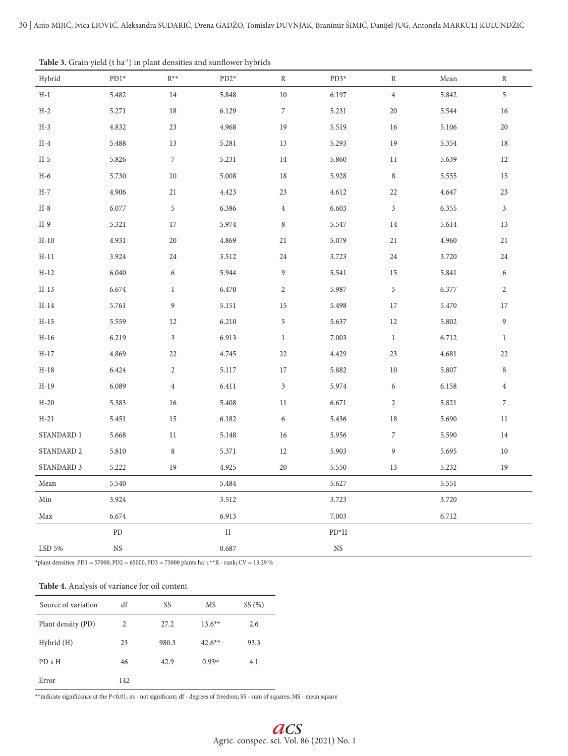**Table 3.** Grain yield (t ha$^{-1}$) in plant densities and sunflower hybrids

| Hybrid | PD1* | R** | PD2* | R | PD3* | R | Mean | R |
|---|---|---|---|---|---|---|---|---|
| H-1 | 5.482 | 14 | 5.848 | 10 | 6.197 | 4 | 5.842 | 5 |
| H-2 | 5.271 | 18 | 6.129 | 7 | 5.231 | 20 | 5.544 | 16 |
| H-3 | 4.832 | 23 | 4.968 | 19 | 5.519 | 16 | 5.106 | 20 |
| H-4 | 5.488 | 13 | 5.281 | 13 | 5.293 | 19 | 5.354 | 18 |
| H-5 | 5.826 | 7 | 5.231 | 14 | 5.860 | 11 | 5.639 | 12 |
| H-6 | 5.730 | 10 | 5.008 | 18 | 5.928 | 8 | 5.555 | 15 |
| H-7 | 4.906 | 21 | 4.423 | 23 | 4.612 | 22 | 4.647 | 23 |
| H-8 | 6.077 | 5 | 6.386 | 4 | 6.603 | 3 | 6.355 | 3 |
| H-9 | 5.321 | 17 | 5.974 | 8 | 5.547 | 14 | 5.614 | 13 |
| H-10 | 4.931 | 20 | 4.869 | 21 | 5.079 | 21 | 4.960 | 21 |
| H-11 | 3.924 | 24 | 3.512 | 24 | 3.723 | 24 | 3.720 | 24 |
| H-12 | 6.040 | 6 | 5.944 | 9 | 5.541 | 15 | 5.841 | 6 |
| H-13 | 6.674 | 1 | 6.470 | 2 | 5.987 | 5 | 6.377 | 2 |
| H-14 | 5.761 | 9 | 5.151 | 15 | 5.498 | 17 | 5.470 | 17 |
| H-15 | 5.559 | 12 | 6.210 | 5 | 5.637 | 12 | 5.802 | 9 |
| H-16 | 6.219 | 3 | 6.913 | 1 | 7.003 | 1 | 6.712 | 1 |
| H-17 | 4.869 | 22 | 4.745 | 22 | 4.429 | 23 | 4.681 | 22 |
| H-18 | 6.424 | 2 | 5.117 | 17 | 5.882 | 10 | 5.807 | 8 |
| H-19 | 6.089 | 4 | 6.411 | 3 | 5.974 | 6 | 6.158 | 4 |
| H-20 | 5.383 | 16 | 5.408 | 11 | 6.671 | 2 | 5.821 | 7 |
| H-21 | 5.451 | 15 | 6.182 | 6 | 5.436 | 18 | 5.690 | 11 |
| STANDARD 1 | 5.668 | 11 | 5.148 | 16 | 5.956 | 7 | 5.590 | 14 |
| STANDARD 2 | 5.810 | 8 | 5.371 | 12 | 5.903 | 9 | 5.695 | 10 |
| STANDARD 3 | 5.222 | 19 | 4.925 | 20 | 5.550 | 13 | 5.232 | 19 |
| Mean | 5.540 | | 5.484 | | 5.627 | | 5.551 | |
| Min | 3.924 | | 3.512 | | 3.723 | | 3.720 | |
| Max | 6.674 | | 6.913 | | 7.003 | | 6.712 | |
| | PD | | H | | PD*H | | | |
| LSD 5% | NS | | 0.687 | | NS | | | |

*plant densities: PD1 = 57000, PD2 = 65000, PD3 = 75000 plants ha$^{-1}$; **R - rank; CV = 13.29 %

**Table 4.** Analysis of variance for oil content

| Source of variation | df | SS | MS | SS (%) |
|---|---|---|---|---|
| Plant density (PD) | 2 | 27.2 | 13.6** | 2.6 |
| Hybrid (H) | 23 | 980.3 | 42.6** | 93.3 |
| PD x H | 46 | 42.9 | 0.93$^{ns}$ | 4.1 |
| Error | 142 | | | |

**indicate significance at the P<0.01; ns - not significant; df - degrees of freedom; SS - sum of squares; MS - mean square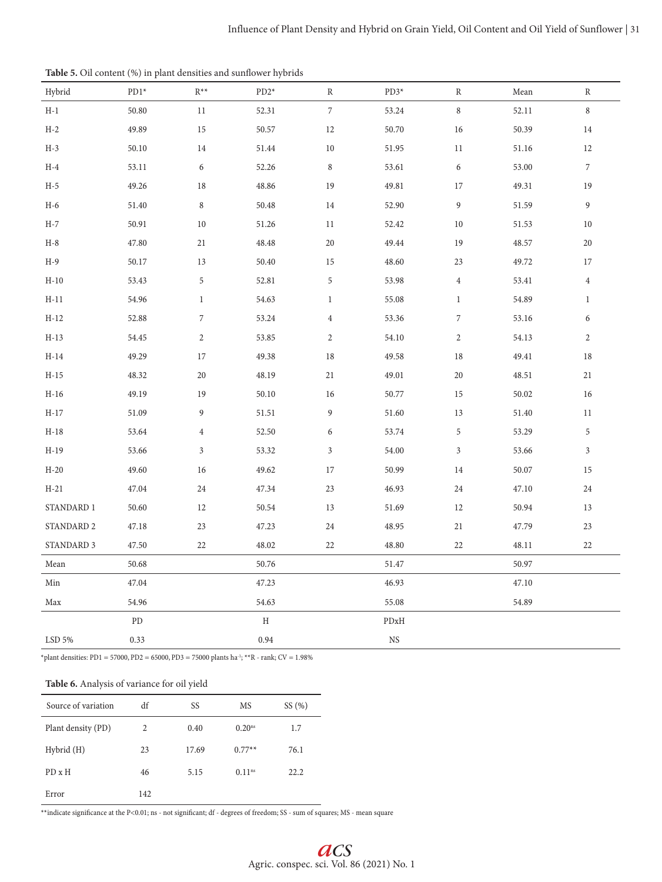**Table 5.** Oil content (%) in plant densities and sunflower hybrids

| Hybrid | PD1* | R** | PD2* | R | PD3* | R | Mean | R |
|---|---|---|---|---|---|---|---|---|
| H-1 | 50.80 | 11 | 52.31 | 7 | 53.24 | 8 | 52.11 | 8 |
| H-2 | 49.89 | 15 | 50.57 | 12 | 50.70 | 16 | 50.39 | 14 |
| H-3 | 50.10 | 14 | 51.44 | 10 | 51.95 | 11 | 51.16 | 12 |
| H-4 | 53.11 | 6 | 52.26 | 8 | 53.61 | 6 | 53.00 | 7 |
| H-5 | 49.26 | 18 | 48.86 | 19 | 49.81 | 17 | 49.31 | 19 |
| H-6 | 51.40 | 8 | 50.48 | 14 | 52.90 | 9 | 51.59 | 9 |
| H-7 | 50.91 | 10 | 51.26 | 11 | 52.42 | 10 | 51.53 | 10 |
| H-8 | 47.80 | 21 | 48.48 | 20 | 49.44 | 19 | 48.57 | 20 |
| H-9 | 50.17 | 13 | 50.40 | 15 | 48.60 | 23 | 49.72 | 17 |
| H-10 | 53.43 | 5 | 52.81 | 5 | 53.98 | 4 | 53.41 | 4 |
| H-11 | 54.96 | 1 | 54.63 | 1 | 55.08 | 1 | 54.89 | 1 |
| H-12 | 52.88 | 7 | 53.24 | 4 | 53.36 | 7 | 53.16 | 6 |
| H-13 | 54.45 | 2 | 53.85 | 2 | 54.10 | 2 | 54.13 | 2 |
| H-14 | 49.29 | 17 | 49.38 | 18 | 49.58 | 18 | 49.41 | 18 |
| H-15 | 48.32 | 20 | 48.19 | 21 | 49.01 | 20 | 48.51 | 21 |
| H-16 | 49.19 | 19 | 50.10 | 16 | 50.77 | 15 | 50.02 | 16 |
| H-17 | 51.09 | 9 | 51.51 | 9 | 51.60 | 13 | 51.40 | 11 |
| H-18 | 53.64 | 4 | 52.50 | 6 | 53.74 | 5 | 53.29 | 5 |
| H-19 | 53.66 | 3 | 53.32 | 3 | 54.00 | 3 | 53.66 | 3 |
| H-20 | 49.60 | 16 | 49.62 | 17 | 50.99 | 14 | 50.07 | 15 |
| H-21 | 47.04 | 24 | 47.34 | 23 | 46.93 | 24 | 47.10 | 24 |
| STANDARD 1 | 50.60 | 12 | 50.54 | 13 | 51.69 | 12 | 50.94 | 13 |
| STANDARD 2 | 47.18 | 23 | 47.23 | 24 | 48.95 | 21 | 47.79 | 23 |
| STANDARD 3 | 47.50 | 22 | 48.02 | 22 | 48.80 | 22 | 48.11 | 22 |
| Mean | 50.68 | | 50.76 | | 51.47 | | 50.97 | |
| Min | 47.04 | | 47.23 | | 46.93 | | 47.10 | |
| Max | 54.96 | | 54.63 | | 55.08 | | 54.89 | |
| | PD | | H | | PDxH | | | |
| LSD 5% | 0.33 | | 0.94 | | NS | | | |

*plant densities: PD1 = 57000, PD2 = 65000, PD3 = 75000 plants ha$^{-1}$; **R - rank; CV = 1.98%

**Table 6.** Analysis of variance for oil yield

| Source of variation | df | SS | MS | SS (%) |
|---|---|---|---|---|
| Plant density (PD) | 2 | 0.40 | 0.20$^{ns}$ | 1.7 |
| Hybrid (H) | 23 | 17.69 | 0.77** | 76.1 |
| PD x H | 46 | 5.15 | 0.11$^{ns}$ | 22.2 |
| Error | 142 | | | |

**indicate significance at the P<0.01; ns - not significant; df - degrees of freedom; SS - sum of squares; MS - mean square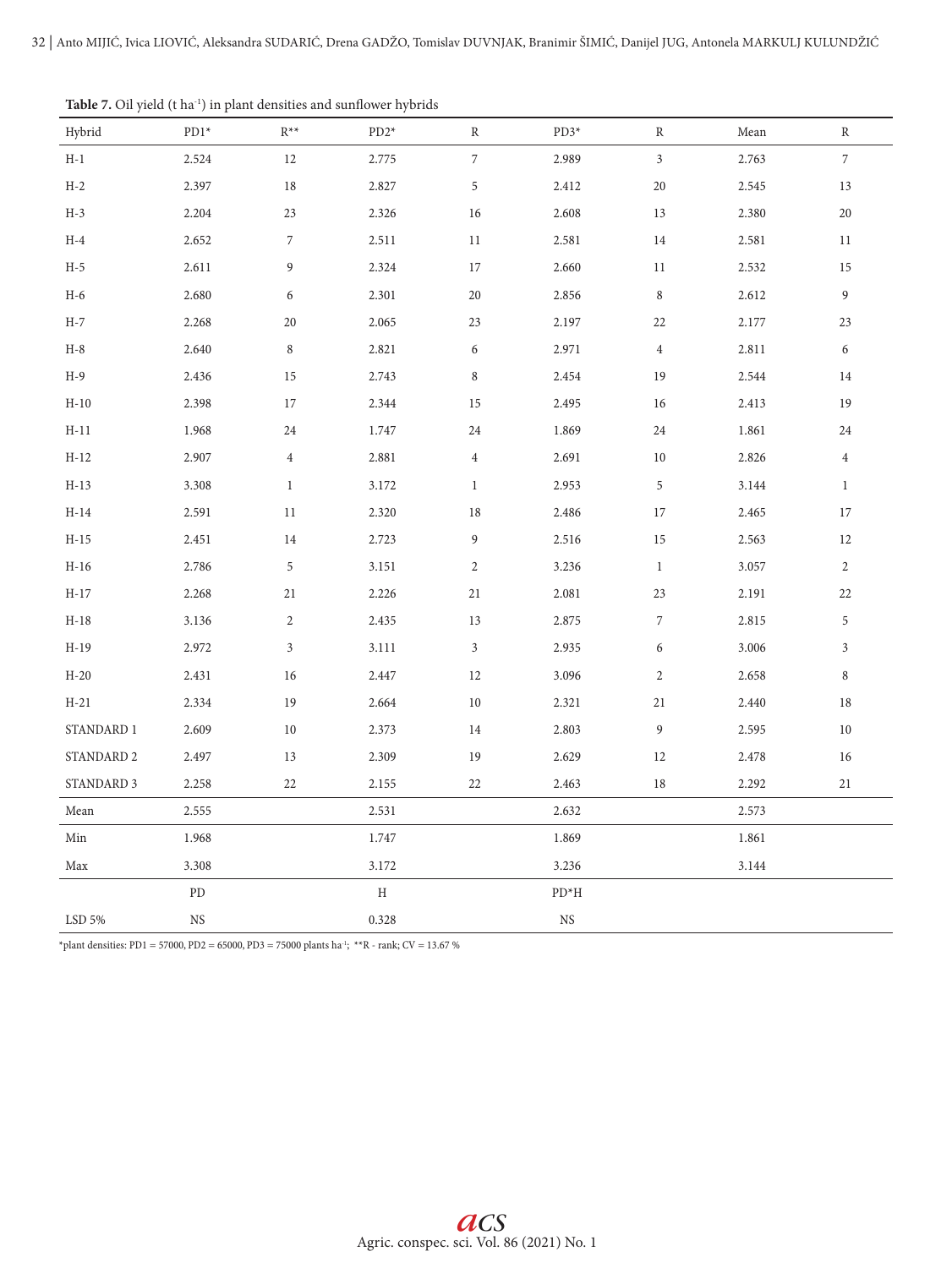**Table 7.** Oil yield (t ha$^{-1}$) in plant densities and sunflower hybrids

| Hybrid | PD1* | R** | PD2* | R | PD3* | R | Mean | R |
|---|---|---|---|---|---|---|---|---|
| H-1 | 2.524 | 12 | 2.775 | 7 | 2.989 | 3 | 2.763 | 7 |
| H-2 | 2.397 | 18 | 2.827 | 5 | 2.412 | 20 | 2.545 | 13 |
| H-3 | 2.204 | 23 | 2.326 | 16 | 2.608 | 13 | 2.380 | 20 |
| H-4 | 2.652 | 7 | 2.511 | 11 | 2.581 | 14 | 2.581 | 11 |
| H-5 | 2.611 | 9 | 2.324 | 17 | 2.660 | 11 | 2.532 | 15 |
| H-6 | 2.680 | 6 | 2.301 | 20 | 2.856 | 8 | 2.612 | 9 |
| H-7 | 2.268 | 20 | 2.065 | 23 | 2.197 | 22 | 2.177 | 23 |
| H-8 | 2.640 | 8 | 2.821 | 6 | 2.971 | 4 | 2.811 | 6 |
| H-9 | 2.436 | 15 | 2.743 | 8 | 2.454 | 19 | 2.544 | 14 |
| H-10 | 2.398 | 17 | 2.344 | 15 | 2.495 | 16 | 2.413 | 19 |
| H-11 | 1.968 | 24 | 1.747 | 24 | 1.869 | 24 | 1.861 | 24 |
| H-12 | 2.907 | 4 | 2.881 | 4 | 2.691 | 10 | 2.826 | 4 |
| H-13 | 3.308 | 1 | 3.172 | 1 | 2.953 | 5 | 3.144 | 1 |
| H-14 | 2.591 | 11 | 2.320 | 18 | 2.486 | 17 | 2.465 | 17 |
| H-15 | 2.451 | 14 | 2.723 | 9 | 2.516 | 15 | 2.563 | 12 |
| H-16 | 2.786 | 5 | 3.151 | 2 | 3.236 | 1 | 3.057 | 2 |
| H-17 | 2.268 | 21 | 2.226 | 21 | 2.081 | 23 | 2.191 | 22 |
| H-18 | 3.136 | 2 | 2.435 | 13 | 2.875 | 7 | 2.815 | 5 |
| H-19 | 2.972 | 3 | 3.111 | 3 | 2.935 | 6 | 3.006 | 3 |
| H-20 | 2.431 | 16 | 2.447 | 12 | 3.096 | 2 | 2.658 | 8 |
| H-21 | 2.334 | 19 | 2.664 | 10 | 2.321 | 21 | 2.440 | 18 |
| STANDARD 1 | 2.609 | 10 | 2.373 | 14 | 2.803 | 9 | 2.595 | 10 |
| STANDARD 2 | 2.497 | 13 | 2.309 | 19 | 2.629 | 12 | 2.478 | 16 |
| STANDARD 3 | 2.258 | 22 | 2.155 | 22 | 2.463 | 18 | 2.292 | 21 |
| Mean | 2.555 | | 2.531 | | 2.632 | | 2.573 | |
| Min | 1.968 | | 1.747 | | 1.869 | | 1.861 | |
| Max | 3.308 | | 3.172 | | 3.236 | | 3.144 | |
| | PD | | H | | PD*H | | | |
| LSD 5% | NS | | 0.328 | | NS | | | |

*plant densities: PD1 = 57000, PD2 = 65000, PD3 = 75000 plants ha$^{-1}$; **R - rank; CV = 13.67 %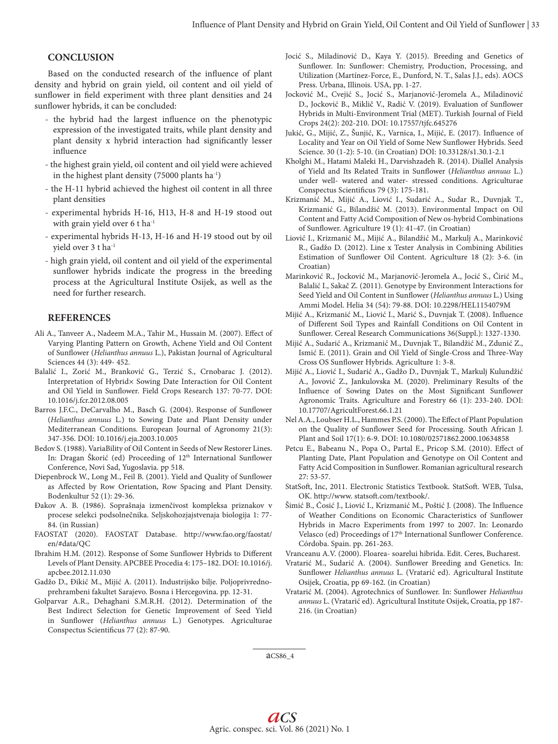## CONCLUSION

Based on the conducted research of the influence of plant density and hybrid on grain yield, oil content and oil yield of sunflower in field experiment with three plant densities and 24 sunflower hybrids, it can be concluded:

- the hybrid had the largest influence on the phenotypic expression of the investigated traits, while plant density and plant density x hybrid interaction had significantly lesser influence
- the highest grain yield, oil content and oil yield were achieved in the highest plant density (75000 plants ha$^{-1}$)
- the H-11 hybrid achieved the highest oil content in all three plant densities
- experimental hybrids H-16, H13, H-8 and H-19 stood out with grain yield over 6 t ha$^{-1}$
- experimental hybrids H-13, H-16 and H-19 stood out by oil yield over 3 t ha$^{-1}$
- high grain yield, oil content and oil yield of the experimental sunflower hybrids indicate the progress in the breeding process at the Agricultural Institute Osijek, as well as the need for further research.

## REFERENCES

Ali A., Tanveer A., Nadeem M.A., Tahir M., Hussain M. (2007). Effect of Varying Planting Pattern on Growth, Achene Yield and Oil Content of Sunflower (*Helianthus annuus* L.), Pakistan Journal of Agricultural Sciences 44 (3): 449- 452.

Balalić I., Zorić M., Branković G., Terzić S., Crnobarac J. (2012). Interpretation of Hybrid× Sowing Date Interaction for Oil Content and Oil Yield in Sunflower. Field Crops Research 137: 70-77. DOI: 10.1016/j.fcr.2012.08.005

Barros J.F.C., DeCarvalho M., Basch G. (2004). Response of Sunflower (*Helianthus annuus* L.) to Sowing Date and Plant Density under Mediterranean Conditions. European Journal of Agronomy 21(3): 347-356. DOI: 10.1016/j.eja.2003.10.005

Bedov S. (1988). VariaBility of Oil Content in Seeds of New Restorer Lines. In: Dragan Škorić (ed) Proceeding of 12[th] International Sunflower Conference, Novi Sad, Yugoslavia. pp 518.

Diepenbrock W., Long M., Feil B. (2001). Yield and Quality of Sunflower as Affected by Row Orientation, Row Spacing and Plant Density. Bodenkultur 52 (1): 29-36.

Đakov A. B. (1986). Soprašnaja izmenčivost kompleksa priznakov v procese selekci podsolnečnika. Seljskohozjajstvenaja biologija 1: 77-84. (in Russian)

FAOSTAT (2020). FAOSTAT Database. http://www.fao.org/faostat/en/#data/QC

Ibrahim H.M. (2012). Response of Some Sunflower Hybrids to Different Levels of Plant Density. APCBEE Procedia 4: 175–182. DOI: 10.1016/j.apcbee.2012.11.030

Gadžo D., Đikić M., Mijić A. (2011). Industrijsko bilje. Poljoprivredno-prehrambeni fakultet Sarajevo. Bosna i Hercegovina. pp. 12-31.

Golparvar A.R., Dehaghani S.M.R.H. (2012). Determination of the Best Indirect Selection for Genetic Improvement of Seed Yield in Sunflower (*Helianthus annuus* L.) Genotypes. Agriculturae Conspectus Scientificus 77 (2): 87-90.

Jocić S., Miladinović D., Kaya Y. (2015). Breeding and Genetics of Sunflower. In: Sunflower: Chemistry, Production, Processing, and Utilization (Martínez-Force, E., Dunford, N. T., Salas J.J., eds). AOCS Press. Urbana, Illinois. USA, pp. 1-27.

Jocković M., Cvejić S., Jocić S., Marjanović-Jeromela A., Miladinović D., Jocković B., Miklič V., Radić V. (2019). Evaluation of Sunflower Hybrids in Multi-Environment Trial (MET). Turkish Journal of Field Crops 24(2): 202-210. DOI: 10.17557/tjfc.645276

Jukić, G., Mijić, Z., Šunjić, K., Varnica, I., Mijić, E. (2017). Influence of Locality and Year on Oil Yield of Some New Sunflower Hybrids. Seed Science. 30 (1-2): 5-10. (in Croatian) DOI: 10.33128/s1.30.1-2.1

Kholghi M., Hatami Maleki H., Darvishzadeh R. (2014). Diallel Analysis of Yield and Its Related Traits in Sunflower (*Helianthus annuus* L.) under well- watered and water- stressed conditions. Agriculturae Conspectus Scientificus 79 (3): 175-181.

Krizmanić M., Mijić A., Liović I., Sudarić A., Sudar R., Duvnjak T., Krizmanić G., Bilandžić M. (2013). Environmental Impact on Oil Content and Fatty Acid Composition of New os-hybrid Combinations of Sunflower. Agriculture 19 (1): 41-47. (in Croatian)

Liović I., Krizmanić M., Mijić A., Bilandžić M., Markulj A., Marinković R., Gadžo D. (2012). Line x Tester Analysis in Combining Abilities Estimation of Sunflower Oil Content. Agriculture 18 (2): 3-6. (in Croatian)

Marinković R., Jocković M., Marjanović-Jeromela A., Jocić S., Ćirić M., Balalić I., Sakač Z. (2011). Genotype by Environment Interactions for Seed Yield and Oil Content in Sunflower (*Helianthus annuus* L.) Using Ammi Model. Helia 34 (54): 79-88. DOI: 10.2298/HEL1154079M

Mijić A., Krizmanić M., Liović I., Marić S., Duvnjak T. (2008). Influence of Different Soil Types and Rainfall Conditions on Oil Content in Sunflower. Cereal Research Communications 36(Suppl.): 1327-1330.

Mijić A., Sudarić A., Krizmanić M., Duvnjak T., Bilandžić M., Zdunić Z., Ismić E. (2011). Grain and Oil Yield of Single-Cross and Three-Way Cross OS Sunflower Hybrids. Agriculture 1: 3-8.

Mijić A., Liović I., Sudarić A., Gadžo D., Duvnjak T., Markulj Kulundžić A., Jovović Z., Jankulovska M. (2020). Preliminary Results of the Influence of Sowing Dates on the Most Significant Sunflower Agronomic Traits. Agriculture and Forestry 66 (1): 233-240. DOI: 10.17707/AgricultForest.66.1.21

Nel A.A., Loubser H.L., Hammes P.S. (2000). The Effect of Plant Population on the Quality of Sunflower Seed for Processing. South African J. Plant and Soil 17(1): 6-9. DOI: 10.1080/02571862.2000.10634858

Petcu E., Babeanu N., Popa O., Partal E., Pricop S.M. (2010). Effect of Planting Date, Plant Population and Genotype on Oil Content and Fatty Acid Composition in Sunflower. Romanian agricultural research 27: 53-57.

StatSoft, Inc, 2011. Electronic Statistics Textbook. StatSoft. WEB, Tulsa, OK. http://www. statsoft.com/textbook/.

Šimić B., Ćosić J., Liović I., Krizmanić M., Poštić J. (2008). The Influence of Weather Conditions on Economic Characteristics of Sunflower Hybrids in Macro Experiments from 1997 to 2007. In: Leonardo Velasco (ed) Proceedings of 17[th] International Sunflower Conference. Córdoba. Spain. pp. 261-263.

Vranceanu A.V. (2000). Floarea- soarelui hibrida. Edit. Ceres, Bucharest.

Vratarić M., Sudarić A. (2004). Sunflower Breeding and Genetics. In: Sunflower *Helianthus annuus* L. (Vratarić ed). Agricultural Institute Osijek, Croatia, pp 69-162. (in Croatian)

Vratarić M. (2004). Agrotechnics of Sunflower. In: Sunflower *Helianthus annuus* L. (Vratarić ed). Agricultural Institute Osijek, Croatia, pp 187-216. (in Croatian)

aCS86_4